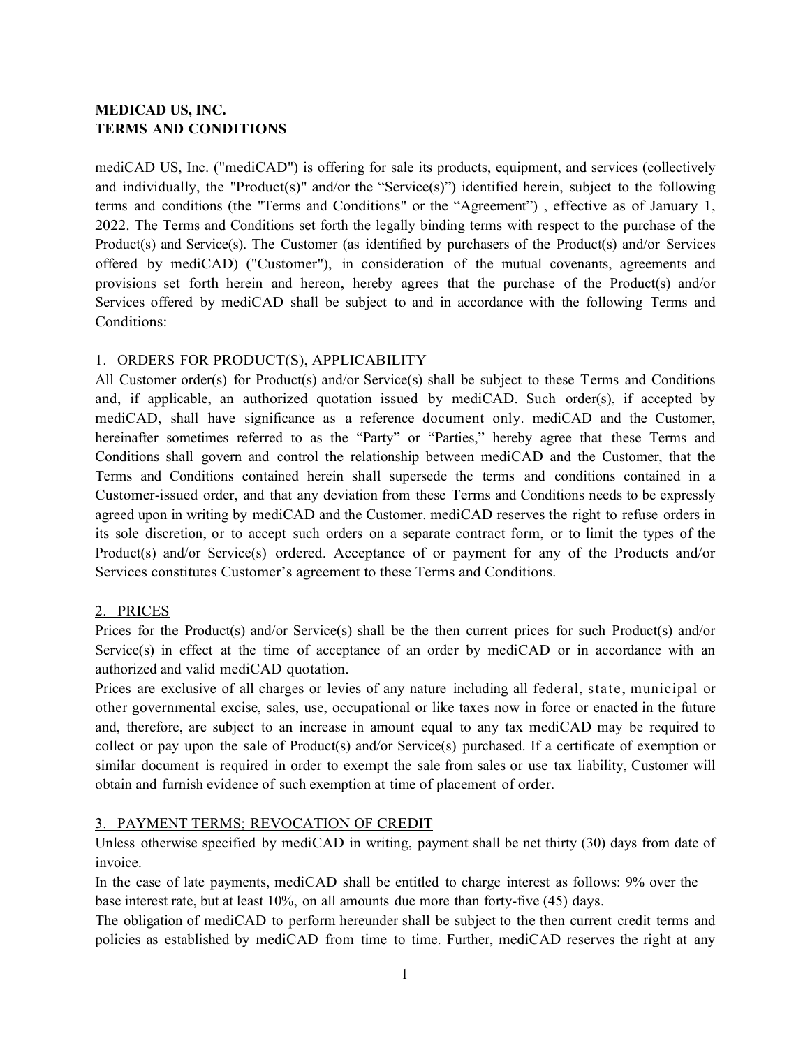**MEDICAD US, INC.**
**TERMS AND CONDITIONS**

mediCAD US, Inc. ("mediCAD") is offering for sale its products, equipment, and services (collectively and individually, the "Product(s)" and/or the "Service(s)") identified herein, subject to the following terms and conditions (the "Terms and Conditions" or the "Agreement") , effective as of January 1, 2022. The Terms and Conditions set forth the legally binding terms with respect to the purchase of the Product(s) and Service(s). The Customer (as identified by purchasers of the Product(s) and/or Services offered by mediCAD) ("Customer"), in consideration of the mutual covenants, agreements and provisions set forth herein and hereon, hereby agrees that the purchase of the Product(s) and/or Services offered by mediCAD shall be subject to and in accordance with the following Terms and Conditions:

## 1. ORDERS FOR PRODUCT(S), APPLICABILITY

All Customer order(s) for Product(s) and/or Service(s) shall be subject to these Terms and Conditions and, if applicable, an authorized quotation issued by mediCAD. Such order(s), if accepted by mediCAD, shall have significance as a reference document only. mediCAD and the Customer, hereinafter sometimes referred to as the "Party" or "Parties," hereby agree that these Terms and Conditions shall govern and control the relationship between mediCAD and the Customer, that the Terms and Conditions contained herein shall supersede the terms and conditions contained in a Customer-issued order, and that any deviation from these Terms and Conditions needs to be expressly agreed upon in writing by mediCAD and the Customer. mediCAD reserves the right to refuse orders in its sole discretion, or to accept such orders on a separate contract form, or to limit the types of the Product(s) and/or Service(s) ordered. Acceptance of or payment for any of the Products and/or Services constitutes Customer's agreement to these Terms and Conditions.

## 2. PRICES

Prices for the Product(s) and/or Service(s) shall be the then current prices for such Product(s) and/or Service(s) in effect at the time of acceptance of an order by mediCAD or in accordance with an authorized and valid mediCAD quotation.

Prices are exclusive of all charges or levies of any nature including all federal, state, municipal or other governmental excise, sales, use, occupational or like taxes now in force or enacted in the future and, therefore, are subject to an increase in amount equal to any tax mediCAD may be required to collect or pay upon the sale of Product(s) and/or Service(s) purchased. If a certificate of exemption or similar document is required in order to exempt the sale from sales or use tax liability, Customer will obtain and furnish evidence of such exemption at time of placement of order.

## 3. PAYMENT TERMS; REVOCATION OF CREDIT

Unless otherwise specified by mediCAD in writing, payment shall be net thirty (30) days from date of invoice.

In the case of late payments, mediCAD shall be entitled to charge interest as follows: 9% over the base interest rate, but at least 10%, on all amounts due more than forty-five (45) days.

The obligation of mediCAD to perform hereunder shall be subject to the then current credit terms and policies as established by mediCAD from time to time. Further, mediCAD reserves the right at any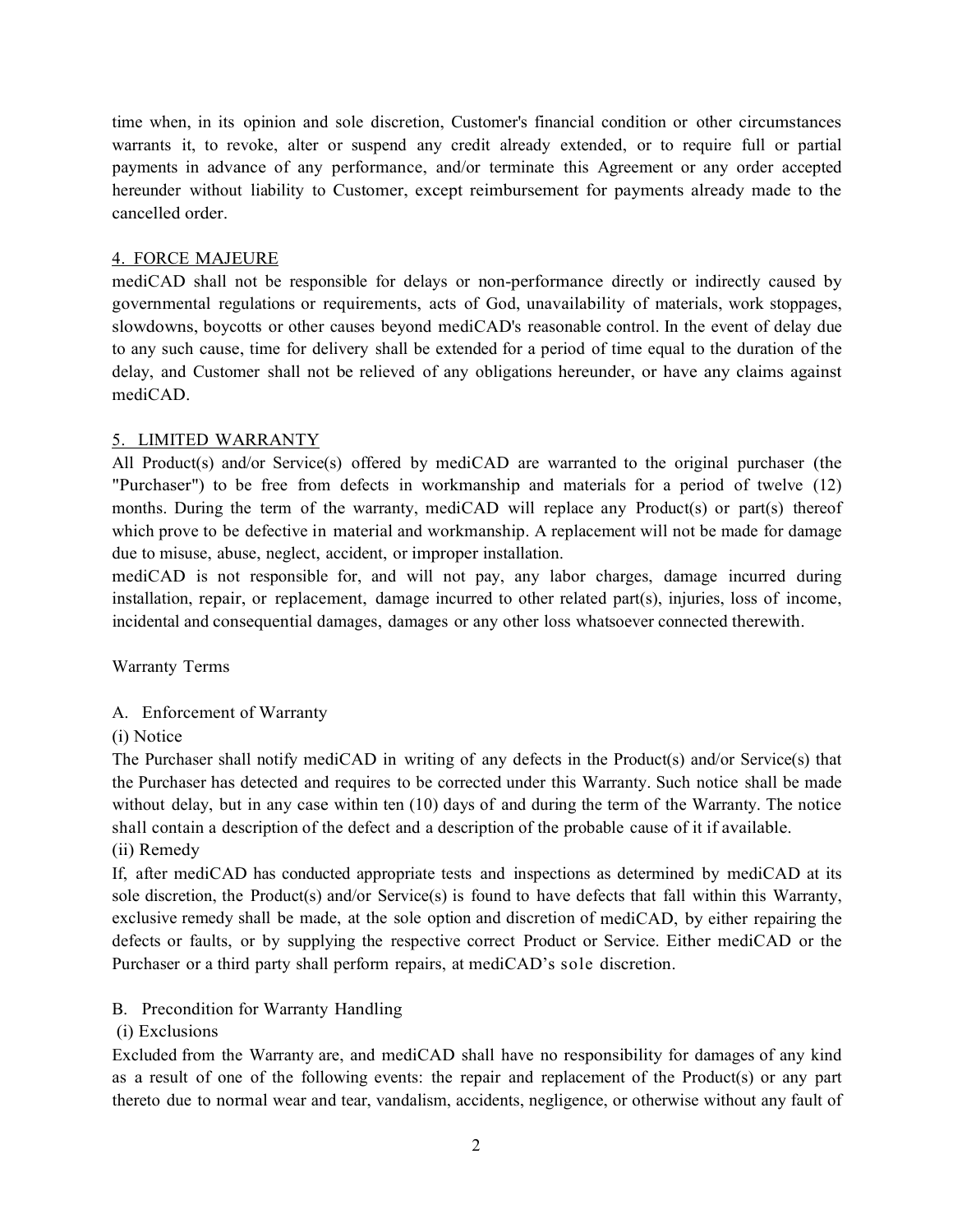time when, in its opinion and sole discretion, Customer's financial condition or other circumstances warrants it, to revoke, alter or suspend any credit already extended, or to require full or partial payments in advance of any performance, and/or terminate this Agreement or any order accepted hereunder without liability to Customer, except reimbursement for payments already made to the cancelled order.

## 4. FORCE MAJEURE

mediCAD shall not be responsible for delays or non-performance directly or indirectly caused by governmental regulations or requirements, acts of God, unavailability of materials, work stoppages, slowdowns, boycotts or other causes beyond mediCAD's reasonable control. In the event of delay due to any such cause, time for delivery shall be extended for a period of time equal to the duration of the delay, and Customer shall not be relieved of any obligations hereunder, or have any claims against mediCAD.

## 5. LIMITED WARRANTY

All Product(s) and/or Service(s) offered by mediCAD are warranted to the original purchaser (the "Purchaser") to be free from defects in workmanship and materials for a period of twelve (12) months. During the term of the warranty, mediCAD will replace any Product(s) or part(s) thereof which prove to be defective in material and workmanship. A replacement will not be made for damage due to misuse, abuse, neglect, accident, or improper installation.

mediCAD is not responsible for, and will not pay, any labor charges, damage incurred during installation, repair, or replacement, damage incurred to other related part(s), injuries, loss of income, incidental and consequential damages, damages or any other loss whatsoever connected therewith.

Warranty Terms

A. Enforcement of Warranty

(i) Notice

The Purchaser shall notify mediCAD in writing of any defects in the Product(s) and/or Service(s) that the Purchaser has detected and requires to be corrected under this Warranty. Such notice shall be made without delay, but in any case within ten (10) days of and during the term of the Warranty. The notice shall contain a description of the defect and a description of the probable cause of it if available.

(ii) Remedy

If, after mediCAD has conducted appropriate tests and inspections as determined by mediCAD at its sole discretion, the Product(s) and/or Service(s) is found to have defects that fall within this Warranty, exclusive remedy shall be made, at the sole option and discretion of mediCAD, by either repairing the defects or faults, or by supplying the respective correct Product or Service. Either mediCAD or the Purchaser or a third party shall perform repairs, at mediCAD's sole discretion.

B. Precondition for Warranty Handling

(i) Exclusions

Excluded from the Warranty are, and mediCAD shall have no responsibility for damages of any kind as a result of one of the following events: the repair and replacement of the Product(s) or any part thereto due to normal wear and tear, vandalism, accidents, negligence, or otherwise without any fault of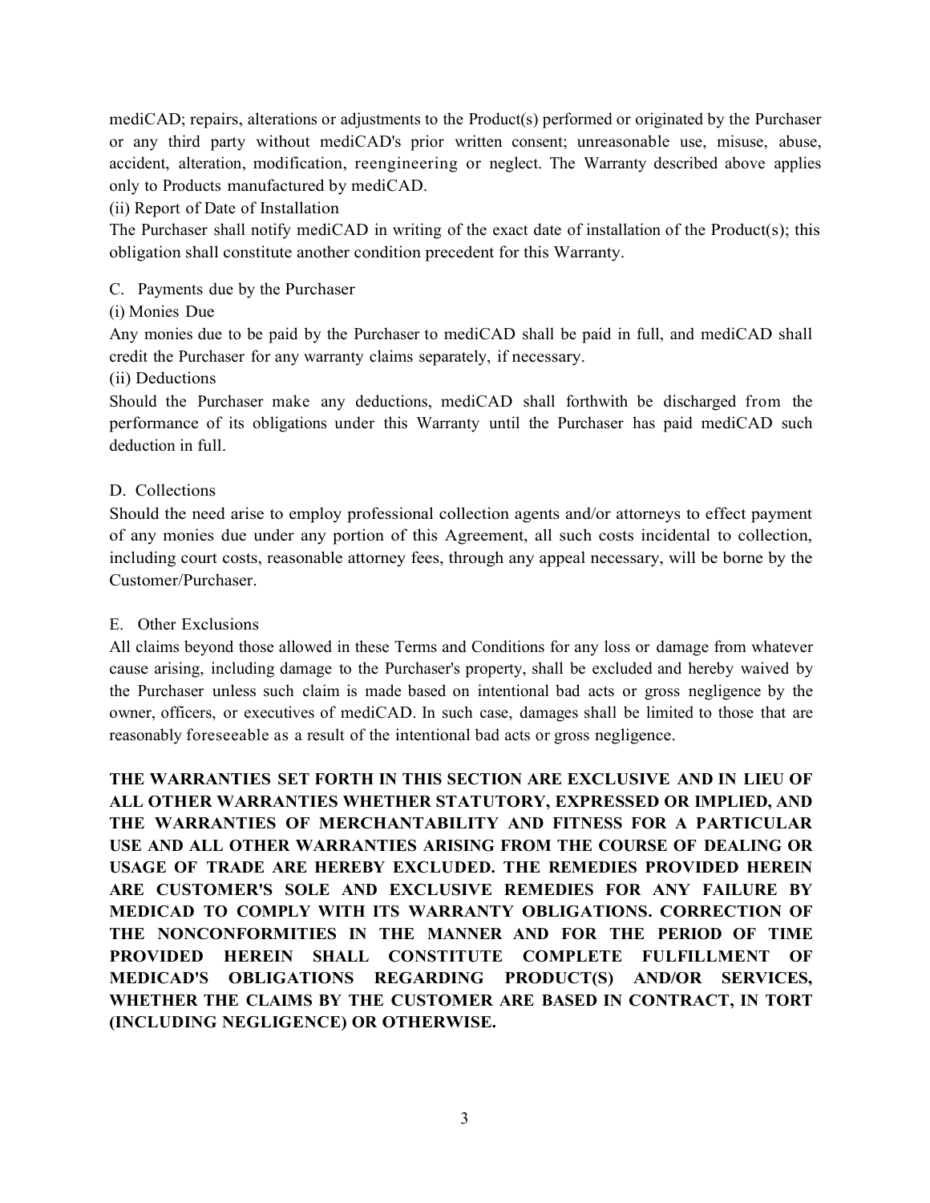mediCAD; repairs, alterations or adjustments to the Product(s) performed or originated by the Purchaser or any third party without mediCAD's prior written consent; unreasonable use, misuse, abuse, accident, alteration, modification, reengineering or neglect. The Warranty described above applies only to Products manufactured by mediCAD.

(ii) Report of Date of Installation

The Purchaser shall notify mediCAD in writing of the exact date of installation of the Product(s); this obligation shall constitute another condition precedent for this Warranty.

C. Payments due by the Purchaser

(i) Monies Due

Any monies due to be paid by the Purchaser to mediCAD shall be paid in full, and mediCAD shall credit the Purchaser for any warranty claims separately, if necessary.

(ii) Deductions

Should the Purchaser make any deductions, mediCAD shall forthwith be discharged from the performance of its obligations under this Warranty until the Purchaser has paid mediCAD such deduction in full.

D. Collections

Should the need arise to employ professional collection agents and/or attorneys to effect payment of any monies due under any portion of this Agreement, all such costs incidental to collection, including court costs, reasonable attorney fees, through any appeal necessary, will be borne by the Customer/Purchaser.

E. Other Exclusions

All claims beyond those allowed in these Terms and Conditions for any loss or damage from whatever cause arising, including damage to the Purchaser's property, shall be excluded and hereby waived by the Purchaser unless such claim is made based on intentional bad acts or gross negligence by the owner, officers, or executives of mediCAD. In such case, damages shall be limited to those that are reasonably foreseeable as a result of the intentional bad acts or gross negligence.

**THE WARRANTIES SET FORTH IN THIS SECTION ARE EXCLUSIVE AND IN LIEU OF ALL OTHER WARRANTIES WHETHER STATUTORY, EXPRESSED OR IMPLIED, AND THE WARRANTIES OF MERCHANTABILITY AND FITNESS FOR A PARTICULAR USE AND ALL OTHER WARRANTIES ARISING FROM THE COURSE OF DEALING OR USAGE OF TRADE ARE HEREBY EXCLUDED. THE REMEDIES PROVIDED HEREIN ARE CUSTOMER'S SOLE AND EXCLUSIVE REMEDIES FOR ANY FAILURE BY MEDICAD TO COMPLY WITH ITS WARRANTY OBLIGATIONS. CORRECTION OF THE NONCONFORMITIES IN THE MANNER AND FOR THE PERIOD OF TIME PROVIDED HEREIN SHALL CONSTITUTE COMPLETE FULFILLMENT OF MEDICAD'S OBLIGATIONS REGARDING PRODUCT(S) AND/OR SERVICES, WHETHER THE CLAIMS BY THE CUSTOMER ARE BASED IN CONTRACT, IN TORT (INCLUDING NEGLIGENCE) OR OTHERWISE.**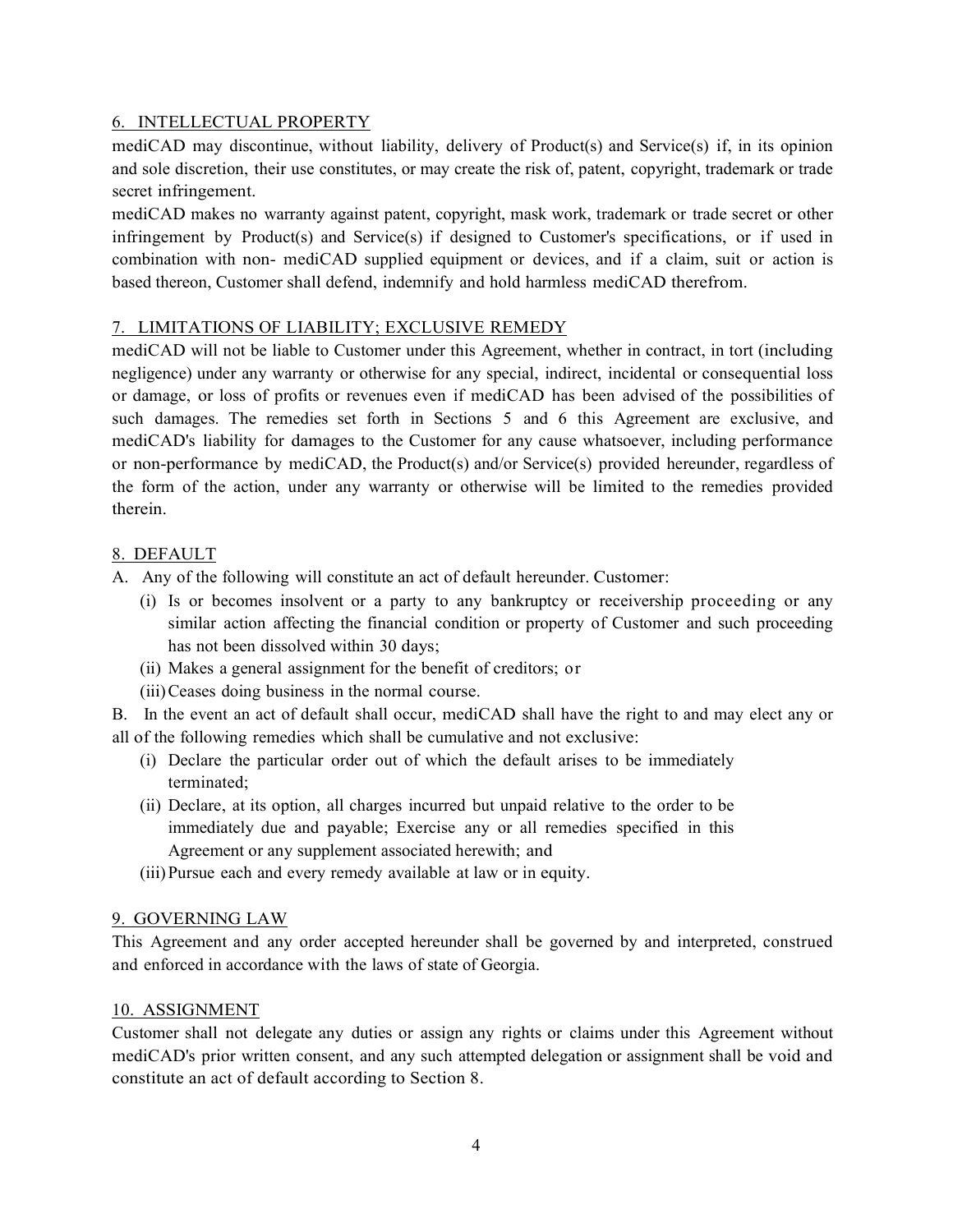## 6. INTELLECTUAL PROPERTY

mediCAD may discontinue, without liability, delivery of Product(s) and Service(s) if, in its opinion and sole discretion, their use constitutes, or may create the risk of, patent, copyright, trademark or trade secret infringement.

mediCAD makes no warranty against patent, copyright, mask work, trademark or trade secret or other infringement by Product(s) and Service(s) if designed to Customer's specifications, or if used in combination with non- mediCAD supplied equipment or devices, and if a claim, suit or action is based thereon, Customer shall defend, indemnify and hold harmless mediCAD therefrom.

## 7. LIMITATIONS OF LIABILITY; EXCLUSIVE REMEDY

mediCAD will not be liable to Customer under this Agreement, whether in contract, in tort (including negligence) under any warranty or otherwise for any special, indirect, incidental or consequential loss or damage, or loss of profits or revenues even if mediCAD has been advised of the possibilities of such damages. The remedies set forth in Sections 5 and 6 this Agreement are exclusive, and mediCAD's liability for damages to the Customer for any cause whatsoever, including performance or non-performance by mediCAD, the Product(s) and/or Service(s) provided hereunder, regardless of the form of the action, under any warranty or otherwise will be limited to the remedies provided therein.

## 8. DEFAULT

A. Any of the following will constitute an act of default hereunder. Customer:

- (i) Is or becomes insolvent or a party to any bankruptcy or receivership proceeding or any similar action affecting the financial condition or property of Customer and such proceeding has not been dissolved within 30 days;
- (ii) Makes a general assignment for the benefit of creditors; or
- (iii) Ceases doing business in the normal course.

B. In the event an act of default shall occur, mediCAD shall have the right to and may elect any or all of the following remedies which shall be cumulative and not exclusive:

- (i) Declare the particular order out of which the default arises to be immediately terminated;
- (ii) Declare, at its option, all charges incurred but unpaid relative to the order to be immediately due and payable; Exercise any or all remedies specified in this Agreement or any supplement associated herewith; and
- (iii) Pursue each and every remedy available at law or in equity.

## 9. GOVERNING LAW

This Agreement and any order accepted hereunder shall be governed by and interpreted, construed and enforced in accordance with the laws of state of Georgia.

## 10. ASSIGNMENT

Customer shall not delegate any duties or assign any rights or claims under this Agreement without mediCAD's prior written consent, and any such attempted delegation or assignment shall be void and constitute an act of default according to Section 8.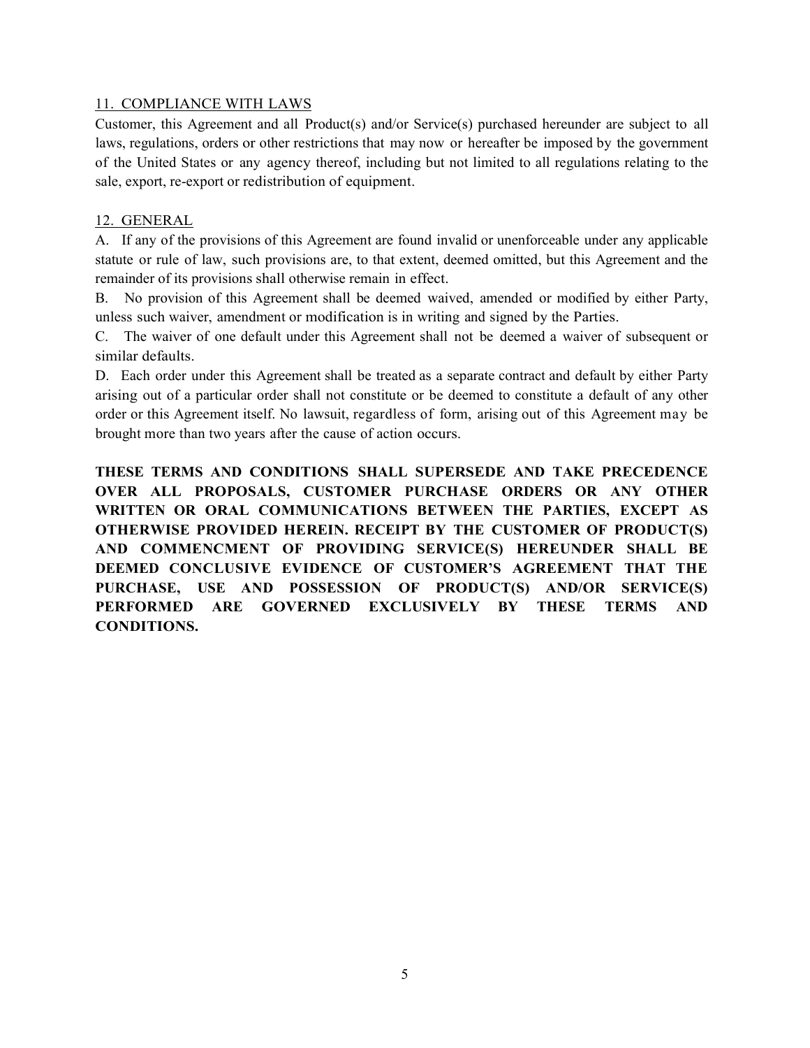## 11. COMPLIANCE WITH LAWS

Customer, this Agreement and all Product(s) and/or Service(s) purchased hereunder are subject to all laws, regulations, orders or other restrictions that may now or hereafter be imposed by the government of the United States or any agency thereof, including but not limited to all regulations relating to the sale, export, re-export or redistribution of equipment.

## 12. GENERAL

A. If any of the provisions of this Agreement are found invalid or unenforceable under any applicable statute or rule of law, such provisions are, to that extent, deemed omitted, but this Agreement and the remainder of its provisions shall otherwise remain in effect.

B. No provision of this Agreement shall be deemed waived, amended or modified by either Party, unless such waiver, amendment or modification is in writing and signed by the Parties.

C. The waiver of one default under this Agreement shall not be deemed a waiver of subsequent or similar defaults.

D. Each order under this Agreement shall be treated as a separate contract and default by either Party arising out of a particular order shall not constitute or be deemed to constitute a default of any other order or this Agreement itself. No lawsuit, regardless of form, arising out of this Agreement may be brought more than two years after the cause of action occurs.

**THESE TERMS AND CONDITIONS SHALL SUPERSEDE AND TAKE PRECEDENCE OVER ALL PROPOSALS, CUSTOMER PURCHASE ORDERS OR ANY OTHER WRITTEN OR ORAL COMMUNICATIONS BETWEEN THE PARTIES, EXCEPT AS OTHERWISE PROVIDED HEREIN. RECEIPT BY THE CUSTOMER OF PRODUCT(S) AND COMMENCMENT OF PROVIDING SERVICE(S) HEREUNDER SHALL BE DEEMED CONCLUSIVE EVIDENCE OF CUSTOMER'S AGREEMENT THAT THE PURCHASE, USE AND POSSESSION OF PRODUCT(S) AND/OR SERVICE(S) PERFORMED ARE GOVERNED EXCLUSIVELY BY THESE TERMS AND CONDITIONS.**